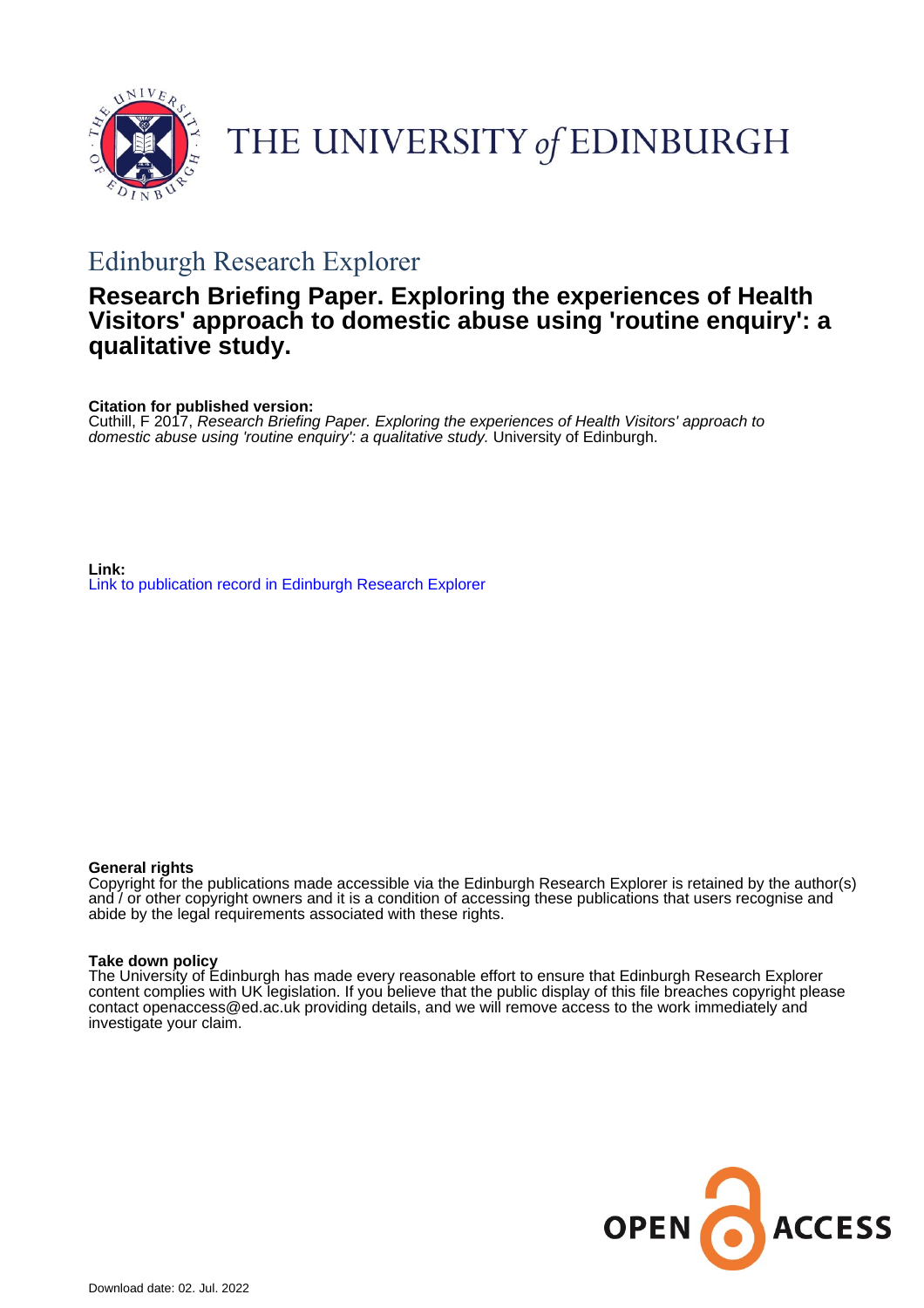THE UNIVERSITY of EDINBURGH

## Edinburgh Research Explorer

# Research Briefing Paper. Exploring the experiences of Health Visitors' approach to domestic abuse using 'routine enquiry': a qualitative study.

**Citation for published version:**
Cuthill, F 2017, *Research Briefing Paper. Exploring the experiences of Health Visitors' approach to domestic abuse using 'routine enquiry': a qualitative study.* University of Edinburgh.

**Link:**
Link to publication record in Edinburgh Research Explorer

**General rights**
Copyright for the publications made accessible via the Edinburgh Research Explorer is retained by the author(s) and / or other copyright owners and it is a condition of accessing these publications that users recognise and abide by the legal requirements associated with these rights.

**Take down policy**
The University of Edinburgh has made every reasonable effort to ensure that Edinburgh Research Explorer content complies with UK legislation. If you believe that the public display of this file breaches copyright please contact openaccess@ed.ac.uk providing details, and we will remove access to the work immediately and investigate your claim.

OPEN ACCESS

Download date: 02. Jul. 2022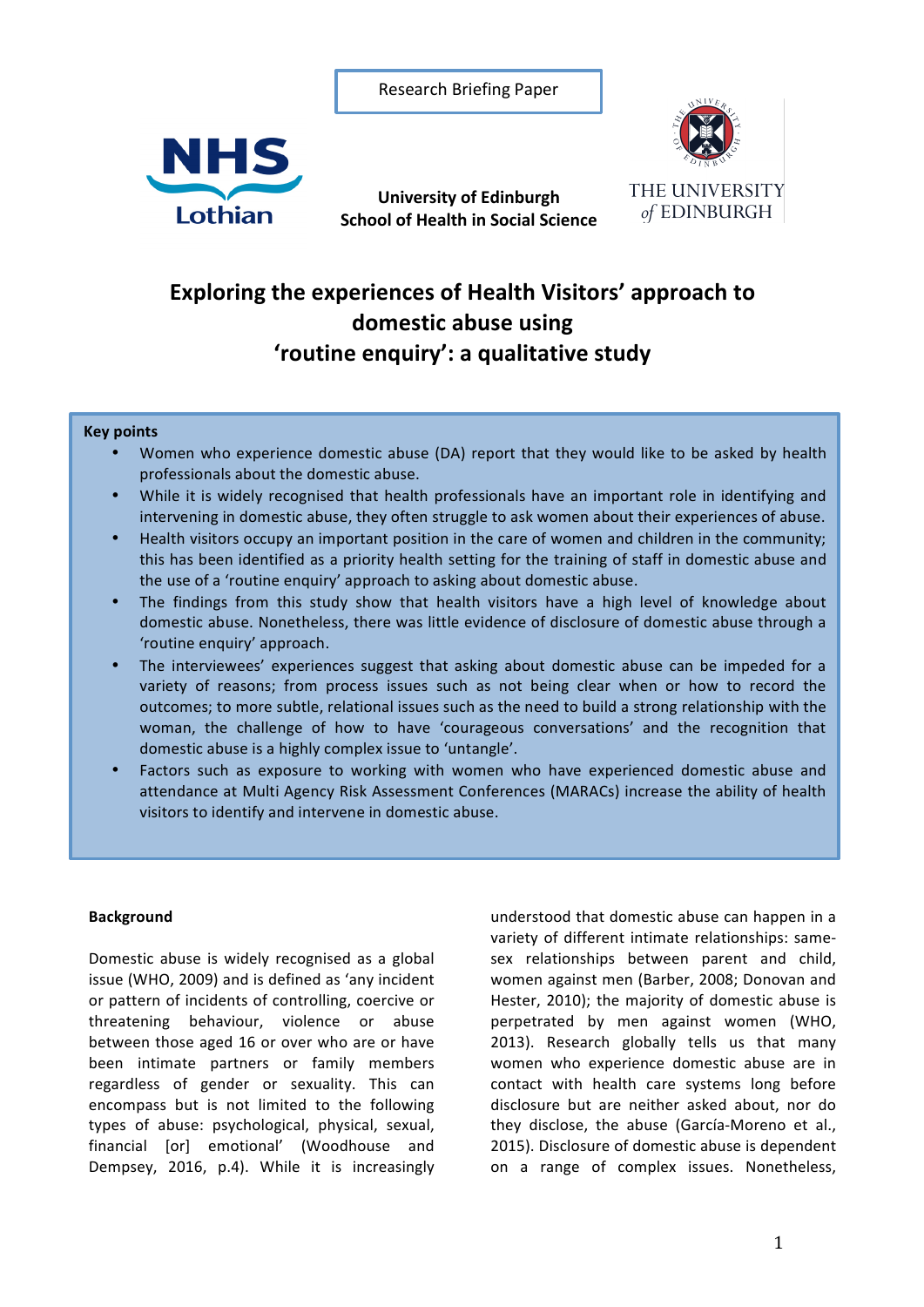Research Briefing Paper

University of Edinburgh
School of Health in Social Science

# Exploring the experiences of Health Visitors' approach to domestic abuse using 'routine enquiry': a qualitative study

**Key points**

- Women who experience domestic abuse (DA) report that they would like to be asked by health professionals about the domestic abuse.
- While it is widely recognised that health professionals have an important role in identifying and intervening in domestic abuse, they often struggle to ask women about their experiences of abuse.
- Health visitors occupy an important position in the care of women and children in the community; this has been identified as a priority health setting for the training of staff in domestic abuse and the use of a 'routine enquiry' approach to asking about domestic abuse.
- The findings from this study show that health visitors have a high level of knowledge about domestic abuse. Nonetheless, there was little evidence of disclosure of domestic abuse through a 'routine enquiry' approach.
- The interviewees' experiences suggest that asking about domestic abuse can be impeded for a variety of reasons; from process issues such as not being clear when or how to record the outcomes; to more subtle, relational issues such as the need to build a strong relationship with the woman, the challenge of how to have 'courageous conversations' and the recognition that domestic abuse is a highly complex issue to 'untangle'.
- Factors such as exposure to working with women who have experienced domestic abuse and attendance at Multi Agency Risk Assessment Conferences (MARACs) increase the ability of health visitors to identify and intervene in domestic abuse.

## Background

Domestic abuse is widely recognised as a global issue (WHO, 2009) and is defined as 'any incident or pattern of incidents of controlling, coercive or threatening behaviour, violence or abuse between those aged 16 or over who are or have been intimate partners or family members regardless of gender or sexuality. This can encompass but is not limited to the following types of abuse: psychological, physical, sexual, financial [or] emotional' (Woodhouse and Dempsey, 2016, p.4). While it is increasingly understood that domestic abuse can happen in a variety of different intimate relationships: same-sex relationships between parent and child, women against men (Barber, 2008; Donovan and Hester, 2010); the majority of domestic abuse is perpetrated by men against women (WHO, 2013). Research globally tells us that many women who experience domestic abuse are in contact with health care systems long before disclosure but are neither asked about, nor do they disclose, the abuse (García-Moreno et al., 2015). Disclosure of domestic abuse is dependent on a range of complex issues. Nonetheless,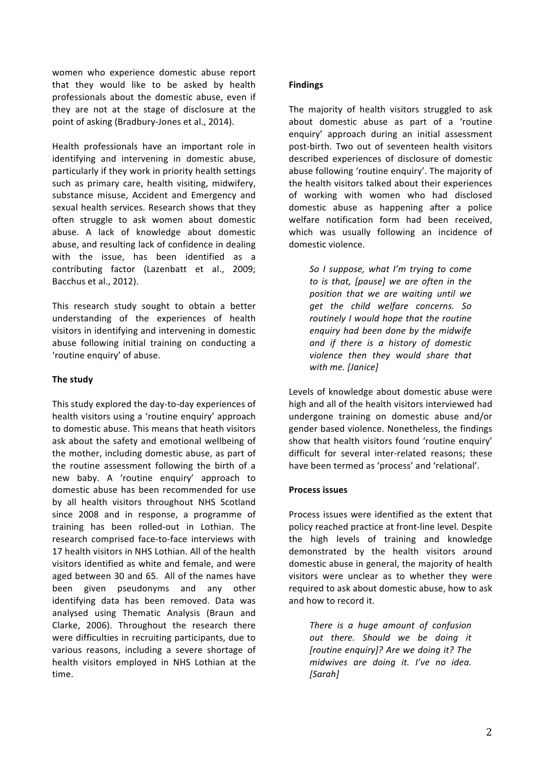women who experience domestic abuse report that they would like to be asked by health professionals about the domestic abuse, even if they are not at the stage of disclosure at the point of asking (Bradbury-Jones et al., 2014).

Health professionals have an important role in identifying and intervening in domestic abuse, particularly if they work in priority health settings such as primary care, health visiting, midwifery, substance misuse, Accident and Emergency and sexual health services. Research shows that they often struggle to ask women about domestic abuse. A lack of knowledge about domestic abuse, and resulting lack of confidence in dealing with the issue, has been identified as a contributing factor (Lazenbatt et al., 2009; Bacchus et al., 2012).

This research study sought to obtain a better understanding of the experiences of health visitors in identifying and intervening in domestic abuse following initial training on conducting a 'routine enquiry' of abuse.

**The study**

This study explored the day-to-day experiences of health visitors using a 'routine enquiry' approach to domestic abuse. This means that heath visitors ask about the safety and emotional wellbeing of the mother, including domestic abuse, as part of the routine assessment following the birth of a new baby. A 'routine enquiry' approach to domestic abuse has been recommended for use by all health visitors throughout NHS Scotland since 2008 and in response, a programme of training has been rolled-out in Lothian. The research comprised face-to-face interviews with 17 health visitors in NHS Lothian. All of the health visitors identified as white and female, and were aged between 30 and 65. All of the names have been given pseudonyms and any other identifying data has been removed. Data was analysed using Thematic Analysis (Braun and Clarke, 2006). Throughout the research there were difficulties in recruiting participants, due to various reasons, including a severe shortage of health visitors employed in NHS Lothian at the time.

**Findings**

The majority of health visitors struggled to ask about domestic abuse as part of a 'routine enquiry' approach during an initial assessment post-birth. Two out of seventeen health visitors described experiences of disclosure of domestic abuse following 'routine enquiry'. The majority of the health visitors talked about their experiences of working with women who had disclosed domestic abuse as happening after a police welfare notification form had been received, which was usually following an incidence of domestic violence.

> *So I suppose, what I'm trying to come to is that, [pause] we are often in the position that we are waiting until we get the child welfare concerns. So routinely I would hope that the routine enquiry had been done by the midwife and if there is a history of domestic violence then they would share that with me. [Janice]*

Levels of knowledge about domestic abuse were high and all of the health visitors interviewed had undergone training on domestic abuse and/or gender based violence. Nonetheless, the findings show that health visitors found 'routine enquiry' difficult for several inter-related reasons; these have been termed as 'process' and 'relational'.

**Process issues**

Process issues were identified as the extent that policy reached practice at front-line level. Despite the high levels of training and knowledge demonstrated by the health visitors around domestic abuse in general, the majority of health visitors were unclear as to whether they were required to ask about domestic abuse, how to ask and how to record it.

> *There is a huge amount of confusion out there. Should we be doing it [routine enquiry]? Are we doing it? The midwives are doing it. I've no idea. [Sarah]*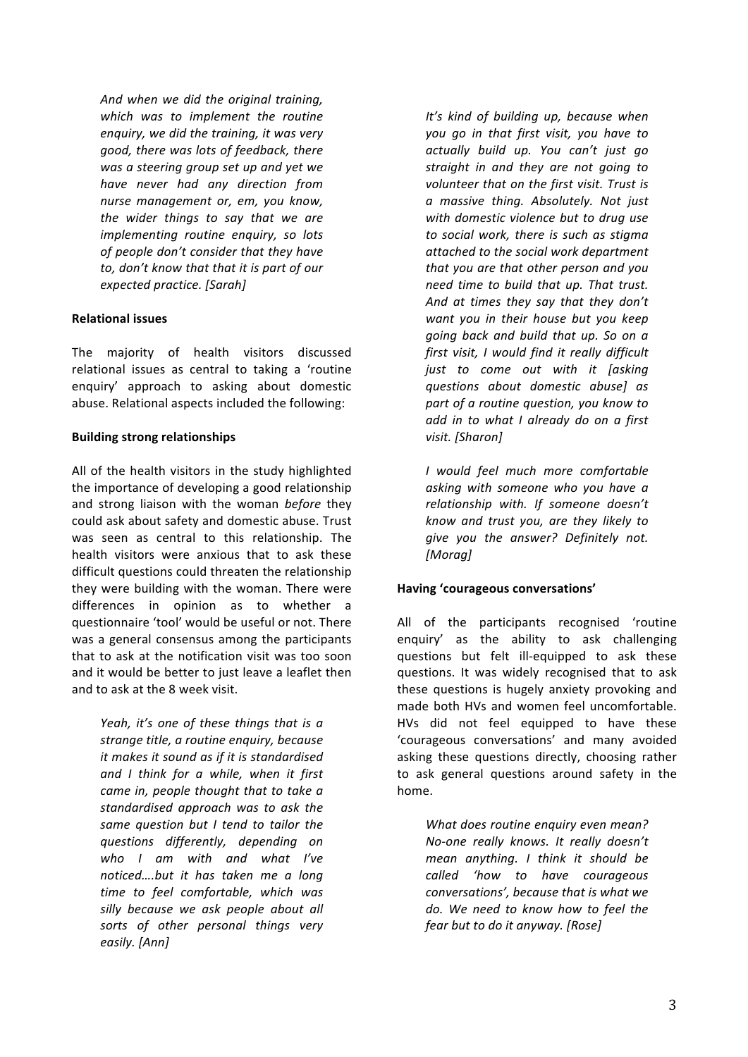*And when we did the original training, which was to implement the routine enquiry, we did the training, it was very good, there was lots of feedback, there was a steering group set up and yet we have never had any direction from nurse management or, em, you know, the wider things to say that we are implementing routine enquiry, so lots of people don't consider that they have to, don't know that that it is part of our expected practice. [Sarah]*

**Relational issues**

The majority of health visitors discussed relational issues as central to taking a 'routine enquiry' approach to asking about domestic abuse. Relational aspects included the following:

**Building strong relationships**

All of the health visitors in the study highlighted the importance of developing a good relationship and strong liaison with the woman *before* they could ask about safety and domestic abuse. Trust was seen as central to this relationship. The health visitors were anxious that to ask these difficult questions could threaten the relationship they were building with the woman. There were differences in opinion as to whether a questionnaire 'tool' would be useful or not. There was a general consensus among the participants that to ask at the notification visit was too soon and it would be better to just leave a leaflet then and to ask at the 8 week visit.

*Yeah, it's one of these things that is a strange title, a routine enquiry, because it makes it sound as if it is standardised and I think for a while, when it first came in, people thought that to take a standardised approach was to ask the same question but I tend to tailor the questions differently, depending on who I am with and what I've noticed….but it has taken me a long time to feel comfortable, which was silly because we ask people about all sorts of other personal things very easily. [Ann]*

*It's kind of building up, because when you go in that first visit, you have to actually build up. You can't just go straight in and they are not going to volunteer that on the first visit. Trust is a massive thing. Absolutely. Not just with domestic violence but to drug use to social work, there is such as stigma attached to the social work department that you are that other person and you need time to build that up. That trust. And at times they say that they don't want you in their house but you keep going back and build that up. So on a first visit, I would find it really difficult just to come out with it [asking questions about domestic abuse] as part of a routine question, you know to add in to what I already do on a first visit. [Sharon]*

*I would feel much more comfortable asking with someone who you have a relationship with. If someone doesn't know and trust you, are they likely to give you the answer? Definitely not. [Morag]*

**Having 'courageous conversations'**

All of the participants recognised 'routine enquiry' as the ability to ask challenging questions but felt ill-equipped to ask these questions. It was widely recognised that to ask these questions is hugely anxiety provoking and made both HVs and women feel uncomfortable. HVs did not feel equipped to have these 'courageous conversations' and many avoided asking these questions directly, choosing rather to ask general questions around safety in the home.

*What does routine enquiry even mean? No-one really knows. It really doesn't mean anything. I think it should be called 'how to have courageous conversations', because that is what we do. We need to know how to feel the fear but to do it anyway. [Rose]*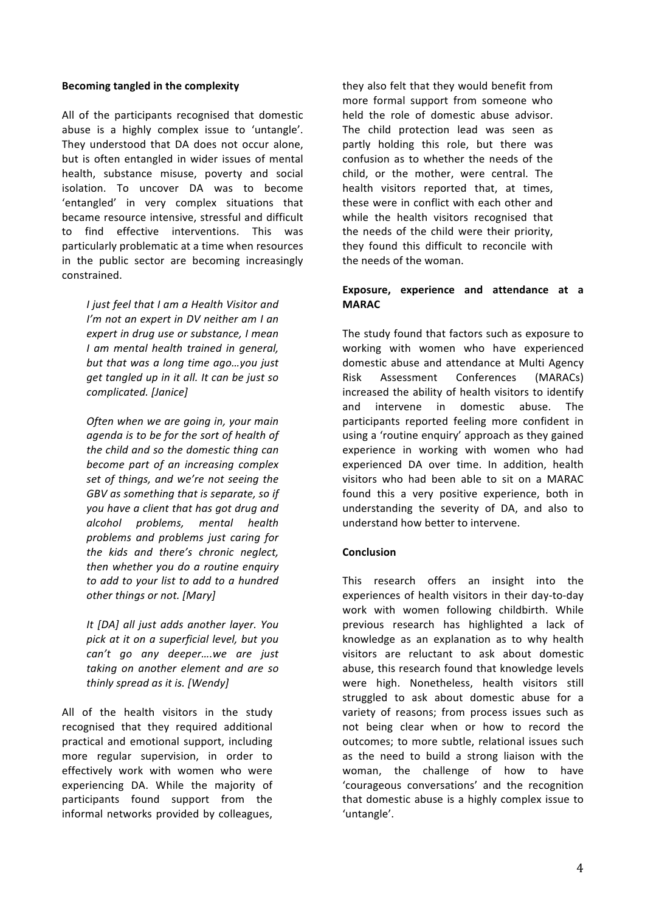**Becoming tangled in the complexity**

All of the participants recognised that domestic abuse is a highly complex issue to 'untangle'. They understood that DA does not occur alone, but is often entangled in wider issues of mental health, substance misuse, poverty and social isolation. To uncover DA was to become 'entangled' in very complex situations that became resource intensive, stressful and difficult to find effective interventions. This was particularly problematic at a time when resources in the public sector are becoming increasingly constrained.

> *I just feel that I am a Health Visitor and I'm not an expert in DV neither am I an expert in drug use or substance, I mean I am mental health trained in general, but that was a long time ago…you just get tangled up in it all. It can be just so complicated. [Janice]*

> *Often when we are going in, your main agenda is to be for the sort of health of the child and so the domestic thing can become part of an increasing complex set of things, and we're not seeing the GBV as something that is separate, so if you have a client that has got drug and alcohol problems, mental health problems and problems just caring for the kids and there's chronic neglect, then whether you do a routine enquiry to add to your list to add to a hundred other things or not. [Mary]*

> *It [DA] all just adds another layer. You pick at it on a superficial level, but you can't go any deeper….we are just taking on another element and are so thinly spread as it is. [Wendy]*

All of the health visitors in the study recognised that they required additional practical and emotional support, including more regular supervision, in order to effectively work with women who were experiencing DA. While the majority of participants found support from the informal networks provided by colleagues, they also felt that they would benefit from more formal support from someone who held the role of domestic abuse advisor. The child protection lead was seen as partly holding this role, but there was confusion as to whether the needs of the child, or the mother, were central. The health visitors reported that, at times, these were in conflict with each other and while the health visitors recognised that the needs of the child were their priority, they found this difficult to reconcile with the needs of the woman.

**Exposure, experience and attendance at a MARAC**

The study found that factors such as exposure to working with women who have experienced domestic abuse and attendance at Multi Agency Risk Assessment Conferences (MARACs) increased the ability of health visitors to identify and intervene in domestic abuse. The participants reported feeling more confident in using a 'routine enquiry' approach as they gained experience in working with women who had experienced DA over time. In addition, health visitors who had been able to sit on a MARAC found this a very positive experience, both in understanding the severity of DA, and also to understand how better to intervene.

**Conclusion**

This research offers an insight into the experiences of health visitors in their day-to-day work with women following childbirth. While previous research has highlighted a lack of knowledge as an explanation as to why health visitors are reluctant to ask about domestic abuse, this research found that knowledge levels were high. Nonetheless, health visitors still struggled to ask about domestic abuse for a variety of reasons; from process issues such as not being clear when or how to record the outcomes; to more subtle, relational issues such as the need to build a strong liaison with the woman, the challenge of how to have 'courageous conversations' and the recognition that domestic abuse is a highly complex issue to 'untangle'.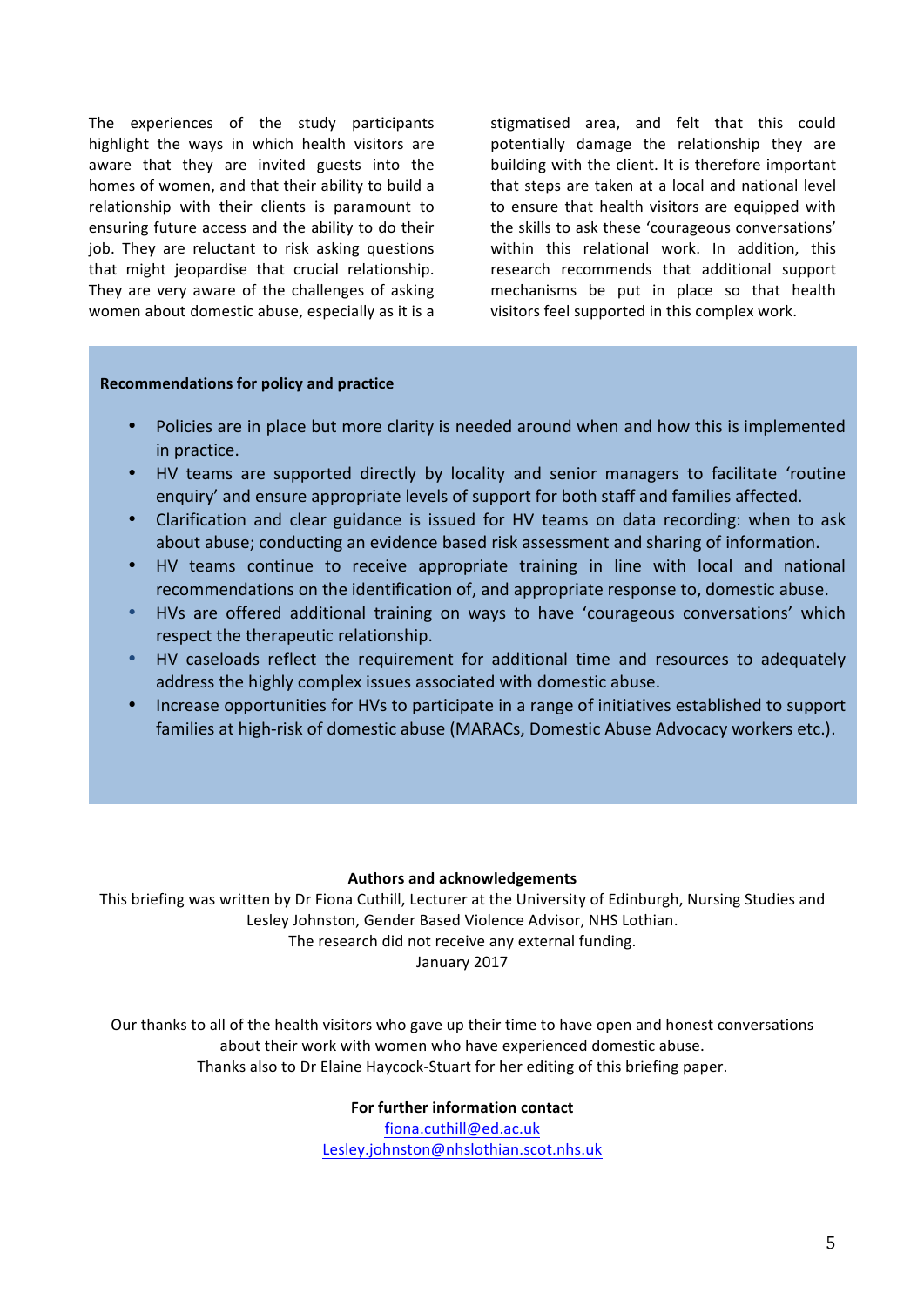The experiences of the study participants highlight the ways in which health visitors are aware that they are invited guests into the homes of women, and that their ability to build a relationship with their clients is paramount to ensuring future access and the ability to do their job. They are reluctant to risk asking questions that might jeopardise that crucial relationship. They are very aware of the challenges of asking women about domestic abuse, especially as it is a stigmatised area, and felt that this could potentially damage the relationship they are building with the client. It is therefore important that steps are taken at a local and national level to ensure that health visitors are equipped with the skills to ask these 'courageous conversations' within this relational work. In addition, this research recommends that additional support mechanisms be put in place so that health visitors feel supported in this complex work.

**Recommendations for policy and practice**

- Policies are in place but more clarity is needed around when and how this is implemented in practice.
- HV teams are supported directly by locality and senior managers to facilitate 'routine enquiry' and ensure appropriate levels of support for both staff and families affected.
- Clarification and clear guidance is issued for HV teams on data recording: when to ask about abuse; conducting an evidence based risk assessment and sharing of information.
- HV teams continue to receive appropriate training in line with local and national recommendations on the identification of, and appropriate response to, domestic abuse.
- HVs are offered additional training on ways to have 'courageous conversations' which respect the therapeutic relationship.
- HV caseloads reflect the requirement for additional time and resources to adequately address the highly complex issues associated with domestic abuse.
- Increase opportunities for HVs to participate in a range of initiatives established to support families at high-risk of domestic abuse (MARACs, Domestic Abuse Advocacy workers etc.).

**Authors and acknowledgements**

This briefing was written by Dr Fiona Cuthill, Lecturer at the University of Edinburgh, Nursing Studies and Lesley Johnston, Gender Based Violence Advisor, NHS Lothian.
The research did not receive any external funding.
January 2017

Our thanks to all of the health visitors who gave up their time to have open and honest conversations about their work with women who have experienced domestic abuse.
Thanks also to Dr Elaine Haycock-Stuart for her editing of this briefing paper.

**For further information contact**

fiona.cuthill@ed.ac.uk
Lesley.johnston@nhslothian.scot.nhs.uk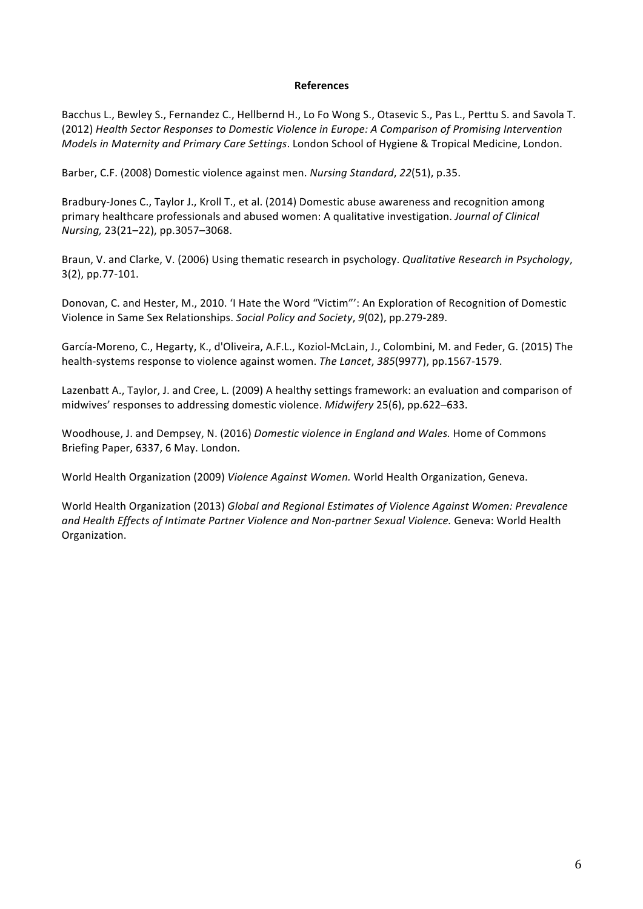**References**

Bacchus L., Bewley S., Fernandez C., Hellbernd H., Lo Fo Wong S., Otasevic S., Pas L., Perttu S. and Savola T. (2012) *Health Sector Responses to Domestic Violence in Europe: A Comparison of Promising Intervention Models in Maternity and Primary Care Settings*. London School of Hygiene & Tropical Medicine, London.

Barber, C.F. (2008) Domestic violence against men. *Nursing Standard*, *22*(51), p.35.

Bradbury-Jones C., Taylor J., Kroll T., et al. (2014) Domestic abuse awareness and recognition among primary healthcare professionals and abused women: A qualitative investigation. *Journal of Clinical Nursing,* 23(21–22), pp.3057–3068.

Braun, V. and Clarke, V. (2006) Using thematic research in psychology. *Qualitative Research in Psychology*, 3(2), pp.77-101.

Donovan, C. and Hester, M., 2010. 'I Hate the Word "Victim"': An Exploration of Recognition of Domestic Violence in Same Sex Relationships. *Social Policy and Society*, *9*(02), pp.279-289.

García-Moreno, C., Hegarty, K., d'Oliveira, A.F.L., Koziol-McLain, J., Colombini, M. and Feder, G. (2015) The health-systems response to violence against women. *The Lancet*, *385*(9977), pp.1567-1579.

Lazenbatt A., Taylor, J. and Cree, L. (2009) A healthy settings framework: an evaluation and comparison of midwives' responses to addressing domestic violence. *Midwifery* 25(6), pp.622–633.

Woodhouse, J. and Dempsey, N. (2016) *Domestic violence in England and Wales.* Home of Commons Briefing Paper, 6337, 6 May. London.

World Health Organization (2009) *Violence Against Women.* World Health Organization, Geneva.

World Health Organization (2013) *Global and Regional Estimates of Violence Against Women: Prevalence and Health Effects of Intimate Partner Violence and Non-partner Sexual Violence.* Geneva: World Health Organization.